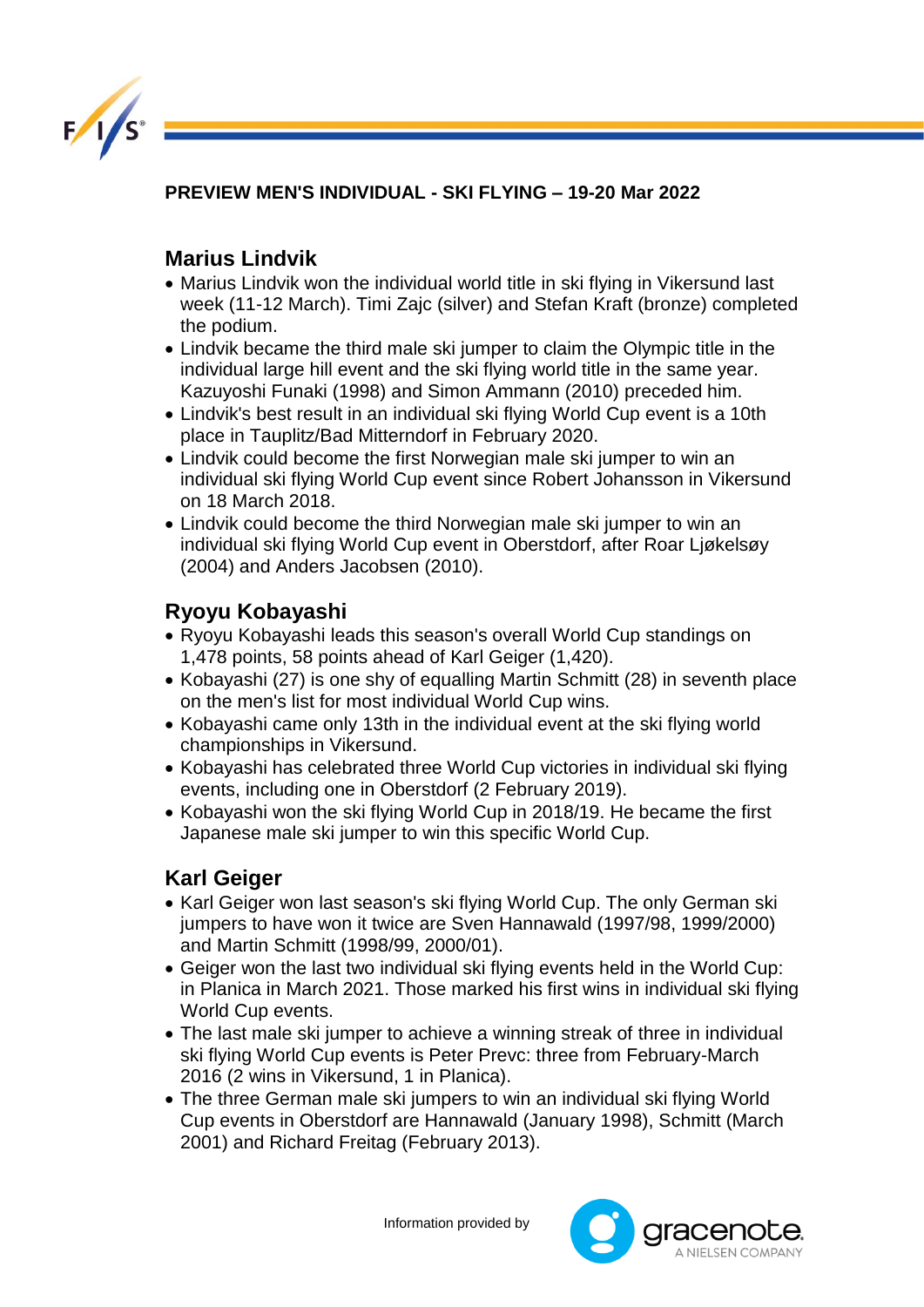# PREVIEW MEN'S INDIVIDUAL - SKI FLYING – 19-20 Mar 2022

## Marius Lindvik

- Marius Lindvik won the individual world title in ski flying in Vikersund last week (11-12 March). Timi Zajc (silver) and Stefan Kraft (bronze) completed the podium.
- Lindvik became the third male ski jumper to claim the Olympic title in the individual large hill event and the ski flying world title in the same year. Kazuyoshi Funaki (1998) and Simon Ammann (2010) preceded him.
- Lindvik's best result in an individual ski flying World Cup event is a 10th place in Tauplitz/Bad Mitterndorf in February 2020.
- Lindvik could become the first Norwegian male ski jumper to win an individual ski flying World Cup event since Robert Johansson in Vikersund on 18 March 2018.
- Lindvik could become the third Norwegian male ski jumper to win an individual ski flying World Cup event in Oberstdorf, after Roar Ljøkelsøy (2004) and Anders Jacobsen (2010).

## Ryoyu Kobayashi

- Ryoyu Kobayashi leads this season's overall World Cup standings on 1,478 points, 58 points ahead of Karl Geiger (1,420).
- Kobayashi (27) is one shy of equalling Martin Schmitt (28) in seventh place on the men's list for most individual World Cup wins.
- Kobayashi came only 13th in the individual event at the ski flying world championships in Vikersund.
- Kobayashi has celebrated three World Cup victories in individual ski flying events, including one in Oberstdorf (2 February 2019).
- Kobayashi won the ski flying World Cup in 2018/19. He became the first Japanese male ski jumper to win this specific World Cup.

## Karl Geiger

- Karl Geiger won last season's ski flying World Cup. The only German ski jumpers to have won it twice are Sven Hannawald (1997/98, 1999/2000) and Martin Schmitt (1998/99, 2000/01).
- Geiger won the last two individual ski flying events held in the World Cup: in Planica in March 2021. Those marked his first wins in individual ski flying World Cup events.
- The last male ski jumper to achieve a winning streak of three in individual ski flying World Cup events is Peter Prevc: three from February-March 2016 (2 wins in Vikersund, 1 in Planica).
- The three German male ski jumpers to win an individual ski flying World Cup events in Oberstdorf are Hannawald (January 1998), Schmitt (March 2001) and Richard Freitag (February 2013).

Information provided by gracenote A NIELSEN COMPANY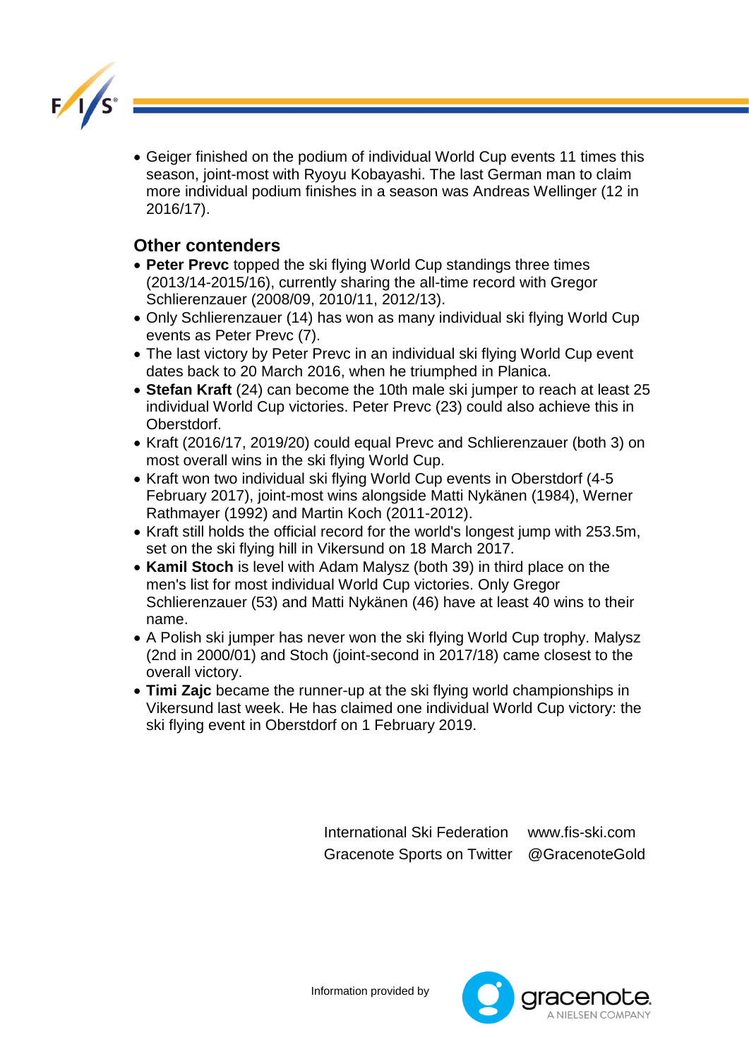- Geiger finished on the podium of individual World Cup events 11 times this season, joint-most with Ryoyu Kobayashi. The last German man to claim more individual podium finishes in a season was Andreas Wellinger (12 in 2016/17).

## Other contenders

- **Peter Prevc** topped the ski flying World Cup standings three times (2013/14-2015/16), currently sharing the all-time record with Gregor Schlierenzauer (2008/09, 2010/11, 2012/13).
- Only Schlierenzauer (14) has won as many individual ski flying World Cup events as Peter Prevc (7).
- The last victory by Peter Prevc in an individual ski flying World Cup event dates back to 20 March 2016, when he triumphed in Planica.
- **Stefan Kraft** (24) can become the 10th male ski jumper to reach at least 25 individual World Cup victories. Peter Prevc (23) could also achieve this in Oberstdorf.
- Kraft (2016/17, 2019/20) could equal Prevc and Schlierenzauer (both 3) on most overall wins in the ski flying World Cup.
- Kraft won two individual ski flying World Cup events in Oberstdorf (4-5 February 2017), joint-most wins alongside Matti Nykänen (1984), Werner Rathmayer (1992) and Martin Koch (2011-2012).
- Kraft still holds the official record for the world's longest jump with 253.5m, set on the ski flying hill in Vikersund on 18 March 2017.
- **Kamil Stoch** is level with Adam Malysz (both 39) in third place on the men's list for most individual World Cup victories. Only Gregor Schlierenzauer (53) and Matti Nykänen (46) have at least 40 wins to their name.
- A Polish ski jumper has never won the ski flying World Cup trophy. Malysz (2nd in 2000/01) and Stoch (joint-second in 2017/18) came closest to the overall victory.
- **Timi Zajc** became the runner-up at the ski flying world championships in Vikersund last week. He has claimed one individual World Cup victory: the ski flying event in Oberstdorf on 1 February 2019.

International Ski Federation www.fis-ski.com
Gracenote Sports on Twitter @GracenoteGold

Information provided by gracenote. A NIELSEN COMPANY